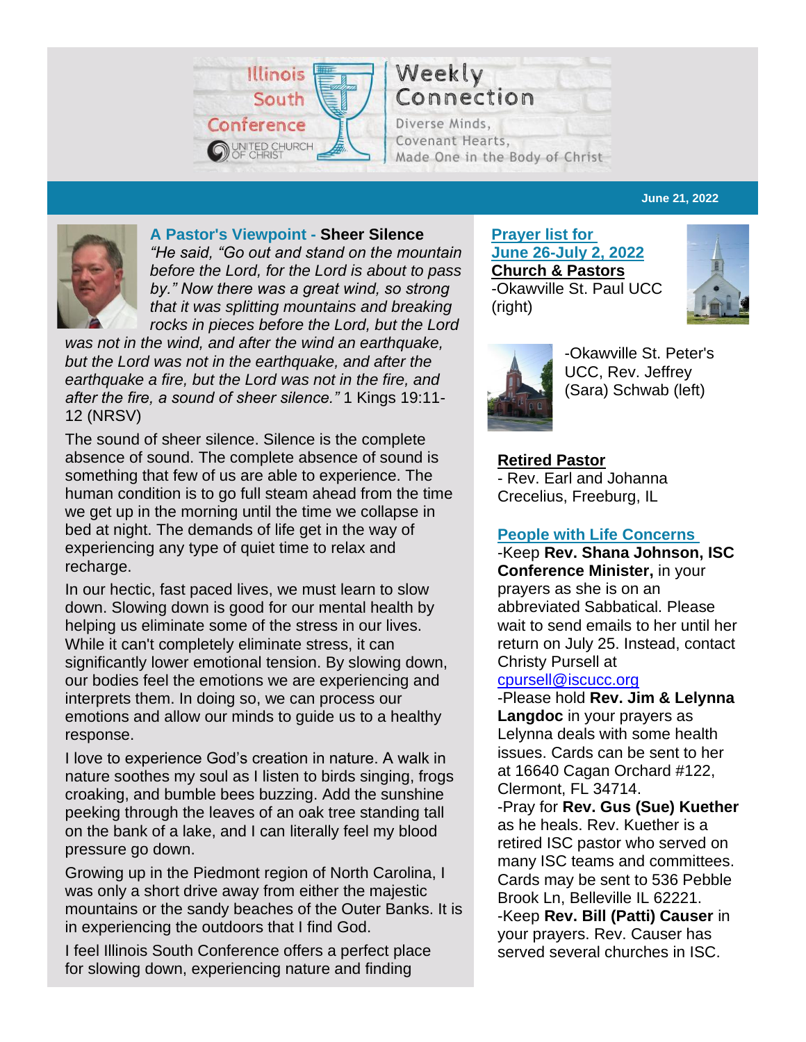# Weekly Connection

Illinois South Conference – United Church of Christ

Diverse Minds, Covenant Hearts, Made One in the Body of Christ

June 21, 2022

## A Pastor's Viewpoint - Sheer Silence

*"He said, "Go out and stand on the mountain before the Lord, for the Lord is about to pass by." Now there was a great wind, so strong that it was splitting mountains and breaking rocks in pieces before the Lord, but the Lord was not in the wind, and after the wind an earthquake, but the Lord was not in the earthquake, and after the earthquake a fire, but the Lord was not in the fire, and after the fire, a sound of sheer silence."* 1 Kings 19:11-12 (NRSV)

The sound of sheer silence. Silence is the complete absence of sound. The complete absence of sound is something that few of us are able to experience. The human condition is to go full steam ahead from the time we get up in the morning until the time we collapse in bed at night. The demands of life get in the way of experiencing any type of quiet time to relax and recharge.

In our hectic, fast paced lives, we must learn to slow down. Slowing down is good for our mental health by helping us eliminate some of the stress in our lives. While it can't completely eliminate stress, it can significantly lower emotional tension. By slowing down, our bodies feel the emotions we are experiencing and interprets them. In doing so, we can process our emotions and allow our minds to guide us to a healthy response.

I love to experience God's creation in nature. A walk in nature soothes my soul as I listen to birds singing, frogs croaking, and bumble bees buzzing. Add the sunshine peeking through the leaves of an oak tree standing tall on the bank of a lake, and I can literally feel my blood pressure go down.

Growing up in the Piedmont region of North Carolina, I was only a short drive away from either the majestic mountains or the sandy beaches of the Outer Banks. It is in experiencing the outdoors that I find God.

I feel Illinois South Conference offers a perfect place for slowing down, experiencing nature and finding

## Prayer list for June 26-July 2, 2022

**Church & Pastors**

-Okawville St. Paul UCC (right)

-Okawville St. Peter's UCC, Rev. Jeffrey (Sara) Schwab (left)

**Retired Pastor**

- Rev. Earl and Johanna Crecelius, Freeburg, IL

## People with Life Concerns

-Keep **Rev. Shana Johnson, ISC Conference Minister,** in your prayers as she is on an abbreviated Sabbatical. Please wait to send emails to her until her return on July 25. Instead, contact Christy Pursell at cpursell@iscucc.org

-Please hold **Rev. Jim & Lelynna Langdoc** in your prayers as Lelynna deals with some health issues. Cards can be sent to her at 16640 Cagan Orchard #122, Clermont, FL 34714.

-Pray for **Rev. Gus (Sue) Kuether** as he heals. Rev. Kuether is a retired ISC pastor who served on many ISC teams and committees. Cards may be sent to 536 Pebble Brook Ln, Belleville IL 62221.

-Keep **Rev. Bill (Patti) Causer** in your prayers. Rev. Causer has served several churches in ISC.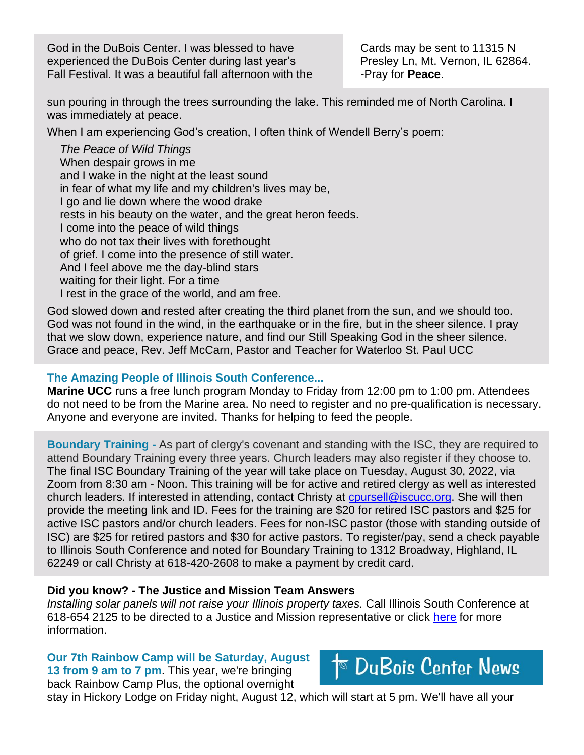God in the DuBois Center. I was blessed to have experienced the DuBois Center during last year's Fall Festival. It was a beautiful fall afternoon with the sun pouring in through the trees surrounding the lake. This reminded me of North Carolina. I was immediately at peace.

When I am experiencing God's creation, I often think of Wendell Berry's poem:

*The Peace of Wild Things*
When despair grows in me
and I wake in the night at the least sound
in fear of what my life and my children's lives may be,
I go and lie down where the wood drake
rests in his beauty on the water, and the great heron feeds.
I come into the peace of wild things
who do not tax their lives with forethought
of grief. I come into the presence of still water.
And I feel above me the day-blind stars
waiting for their light. For a time
I rest in the grace of the world, and am free.

God slowed down and rested after creating the third planet from the sun, and we should too. God was not found in the wind, in the earthquake or in the fire, but in the sheer silence. I pray that we slow down, experience nature, and find our Still Speaking God in the sheer silence.
Grace and peace, Rev. Jeff McCarn, Pastor and Teacher for Waterloo St. Paul UCC

Cards may be sent to 11315 N Presley Ln, Mt. Vernon, IL 62864.
-Pray for **Peace**.

### The Amazing People of Illinois South Conference...

**Marine UCC** runs a free lunch program Monday to Friday from 12:00 pm to 1:00 pm. Attendees do not need to be from the Marine area. No need to register and no pre-qualification is necessary. Anyone and everyone are invited. Thanks for helping to feed the people.

**Boundary Training -** As part of clergy's covenant and standing with the ISC, they are required to attend Boundary Training every three years. Church leaders may also register if they choose to. The final ISC Boundary Training of the year will take place on Tuesday, August 30, 2022, via Zoom from 8:30 am - Noon. This training will be for active and retired clergy as well as interested church leaders. If interested in attending, contact Christy at cpursell@iscucc.org. She will then provide the meeting link and ID. Fees for the training are $20 for retired ISC pastors and $25 for active ISC pastors and/or church leaders. Fees for non-ISC pastor (those with standing outside of ISC) are $25 for retired pastors and $30 for active pastors. To register/pay, send a check payable to Illinois South Conference and noted for Boundary Training to 1312 Broadway, Highland, IL 62249 or call Christy at 618-420-2608 to make a payment by credit card.

**Did you know? - The Justice and Mission Team Answers**
*Installing solar panels will not raise your Illinois property taxes.* Call Illinois South Conference at 618-654 2125 to be directed to a Justice and Mission representative or click here for more information.

## DuBois Center News

**Our 7th Rainbow Camp will be Saturday, August 13 from 9 am to 7 pm.** This year, we're bringing back Rainbow Camp Plus, the optional overnight stay in Hickory Lodge on Friday night, August 12, which will start at 5 pm. We'll have all your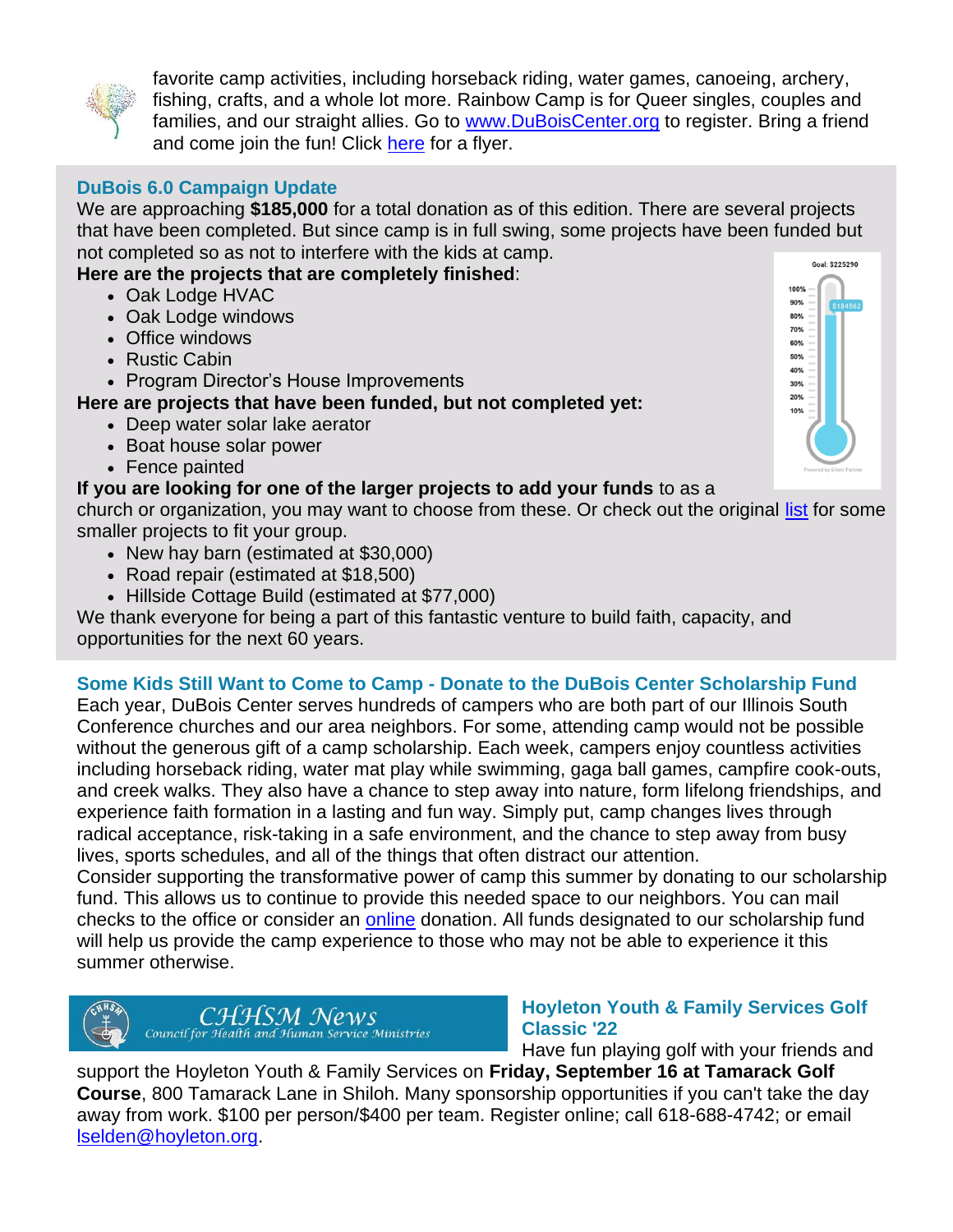favorite camp activities, including horseback riding, water games, canoeing, archery, fishing, crafts, and a whole lot more. Rainbow Camp is for Queer singles, couples and families, and our straight allies. Go to www.DuBoisCenter.org to register. Bring a friend and come join the fun! Click here for a flyer.

### DuBois 6.0 Campaign Update

We are approaching **$185,000** for a total donation as of this edition. There are several projects that have been completed. But since camp is in full swing, some projects have been funded but not completed so as not to interfere with the kids at camp.

**Here are the projects that are completely finished**:

- Oak Lodge HVAC
- Oak Lodge windows
- Office windows
- Rustic Cabin
- Program Director's House Improvements

**Here are projects that have been funded, but not completed yet:**

- Deep water solar lake aerator
- Boat house solar power
- Fence painted

**If you are looking for one of the larger projects to add your funds** to as a church or organization, you may want to choose from these. Or check out the original list for some smaller projects to fit your group.

- New hay barn (estimated at $30,000)
- Road repair (estimated at $18,500)
- Hillside Cottage Build (estimated at $77,000)

We thank everyone for being a part of this fantastic venture to build faith, capacity, and opportunities for the next 60 years.

### Some Kids Still Want to Come to Camp - Donate to the DuBois Center Scholarship Fund

Each year, DuBois Center serves hundreds of campers who are both part of our Illinois South Conference churches and our area neighbors. For some, attending camp would not be possible without the generous gift of a camp scholarship. Each week, campers enjoy countless activities including horseback riding, water mat play while swimming, gaga ball games, campfire cook-outs, and creek walks. They also have a chance to step away into nature, form lifelong friendships, and experience faith formation in a lasting and fun way. Simply put, camp changes lives through radical acceptance, risk-taking in a safe environment, and the chance to step away from busy lives, sports schedules, and all of the things that often distract our attention.

Consider supporting the transformative power of camp this summer by donating to our scholarship fund. This allows us to continue to provide this needed space to our neighbors. You can mail checks to the office or consider an online donation. All funds designated to our scholarship fund will help us provide the camp experience to those who may not be able to experience it this summer otherwise.

## CHHSM News
*Council for Health and Human Service Ministries*

### Hoyleton Youth & Family Services Golf Classic '22

Have fun playing golf with your friends and support the Hoyleton Youth & Family Services on **Friday, September 16 at Tamarack Golf Course**, 800 Tamarack Lane in Shiloh. Many sponsorship opportunities if you can't take the day away from work. $100 per person/$400 per team. Register online; call 618-688-4742; or email lselden@hoyleton.org.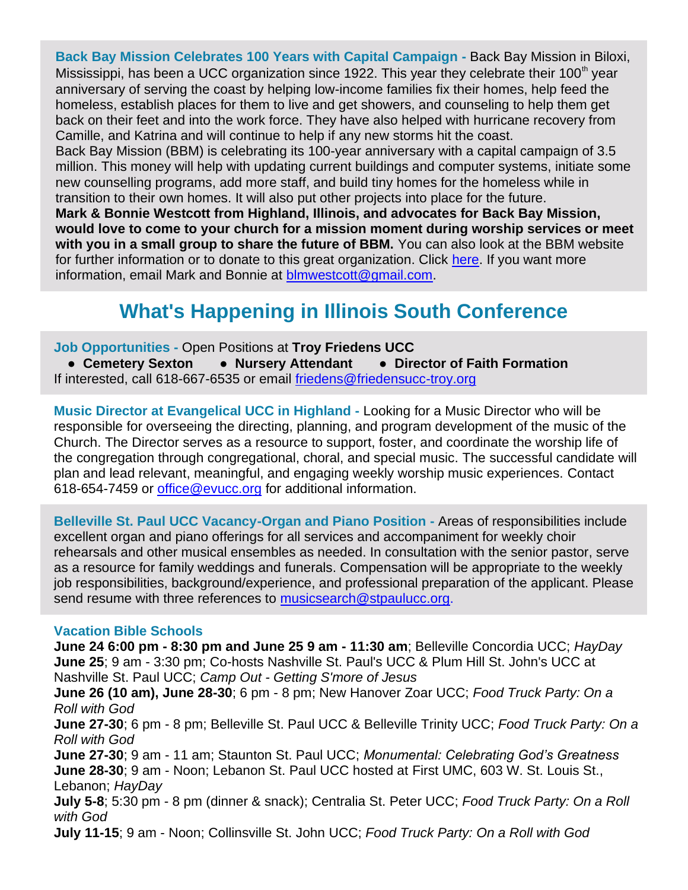**Back Bay Mission Celebrates 100 Years with Capital Campaign -** Back Bay Mission in Biloxi, Mississippi, has been a UCC organization since 1922. This year they celebrate their 100th year anniversary of serving the coast by helping low-income families fix their homes, help feed the homeless, establish places for them to live and get showers, and counseling to help them get back on their feet and into the work force. They have also helped with hurricane recovery from Camille, and Katrina and will continue to help if any new storms hit the coast.

Back Bay Mission (BBM) is celebrating its 100-year anniversary with a capital campaign of 3.5 million. This money will help with updating current buildings and computer systems, initiate some new counselling programs, add more staff, and build tiny homes for the homeless while in transition to their own homes. It will also put other projects into place for the future.

**Mark & Bonnie Westcott from Highland, Illinois, and advocates for Back Bay Mission, would love to come to your church for a mission moment during worship services or meet with you in a small group to share the future of BBM.** You can also look at the BBM website for further information or to donate to this great organization. Click here. If you want more information, email Mark and Bonnie at blmwestcott@gmail.com.

# What's Happening in Illinois South Conference

**Job Opportunities -** Open Positions at **Troy Friedens UCC**

- **Cemetery Sexton**
- **Nursery Attendant**
- **Director of Faith Formation**

If interested, call 618-667-6535 or email friedens@friedensucc-troy.org

**Music Director at Evangelical UCC in Highland -** Looking for a Music Director who will be responsible for overseeing the directing, planning, and program development of the music of the Church. The Director serves as a resource to support, foster, and coordinate the worship life of the congregation through congregational, choral, and special music. The successful candidate will plan and lead relevant, meaningful, and engaging weekly worship music experiences. Contact 618-654-7459 or office@evucc.org for additional information.

**Belleville St. Paul UCC Vacancy-Organ and Piano Position -** Areas of responsibilities include excellent organ and piano offerings for all services and accompaniment for weekly choir rehearsals and other musical ensembles as needed. In consultation with the senior pastor, serve as a resource for family weddings and funerals. Compensation will be appropriate to the weekly job responsibilities, background/experience, and professional preparation of the applicant. Please send resume with three references to musicsearch@stpaulucc.org.

**Vacation Bible Schools**

**June 24 6:00 pm - 8:30 pm and June 25 9 am - 11:30 am**; Belleville Concordia UCC; *HayDay*

**June 25**; 9 am - 3:30 pm; Co-hosts Nashville St. Paul's UCC & Plum Hill St. John's UCC at Nashville St. Paul UCC; *Camp Out - Getting S'more of Jesus*

**June 26 (10 am), June 28-30**; 6 pm - 8 pm; New Hanover Zoar UCC; *Food Truck Party: On a Roll with God*

**June 27-30**; 6 pm - 8 pm; Belleville St. Paul UCC & Belleville Trinity UCC; *Food Truck Party: On a Roll with God*

**June 27-30**; 9 am - 11 am; Staunton St. Paul UCC; *Monumental: Celebrating God's Greatness*

**June 28-30**; 9 am - Noon; Lebanon St. Paul UCC hosted at First UMC, 603 W. St. Louis St., Lebanon; *HayDay*

**July 5-8**; 5:30 pm - 8 pm (dinner & snack); Centralia St. Peter UCC; *Food Truck Party: On a Roll with God*

**July 11-15**; 9 am - Noon; Collinsville St. John UCC; *Food Truck Party: On a Roll with God*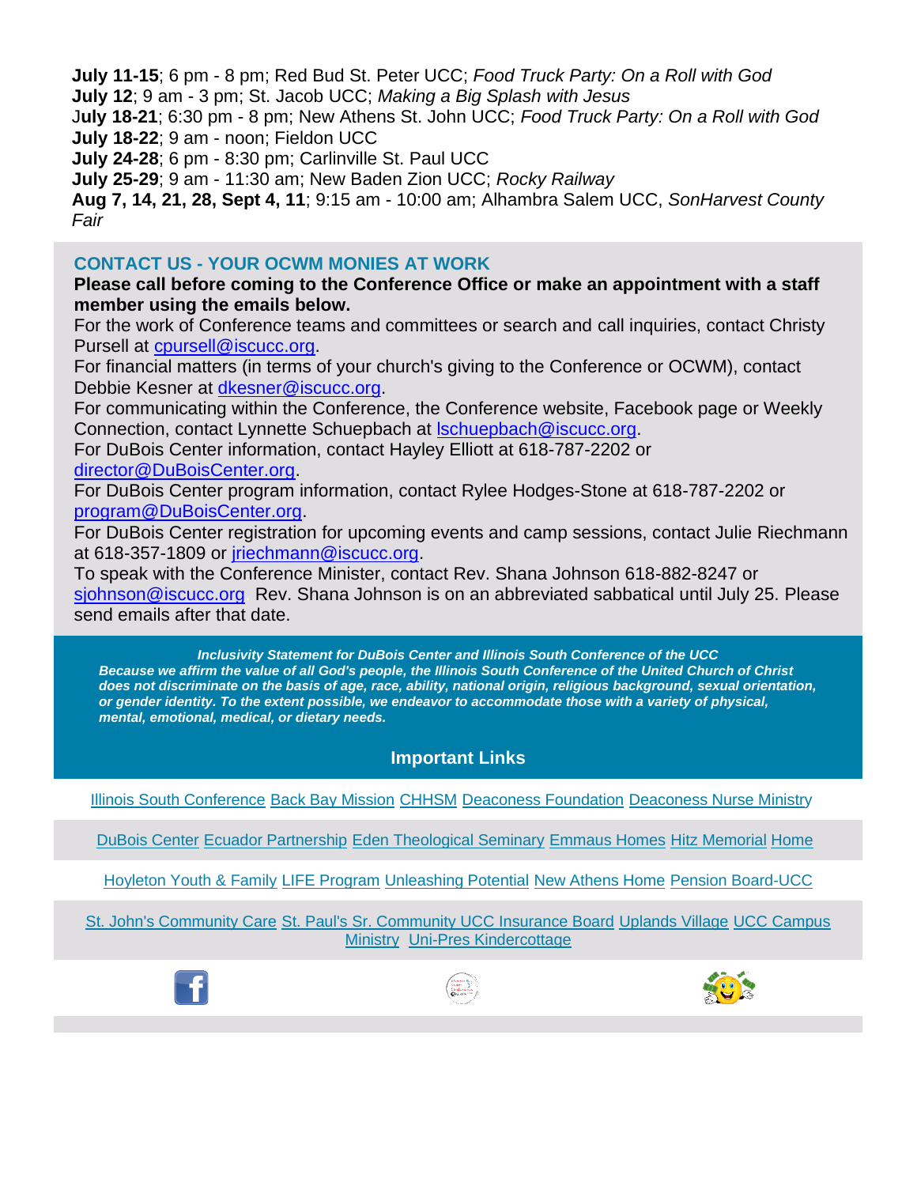**July 11-15**; 6 pm - 8 pm; Red Bud St. Peter UCC; *Food Truck Party: On a Roll with God*
**July 12**; 9 am - 3 pm; St. Jacob UCC; *Making a Big Splash with Jesus*
**July 18-21**; 6:30 pm - 8 pm; New Athens St. John UCC; *Food Truck Party: On a Roll with God*
**July 18-22**; 9 am - noon; Fieldon UCC
**July 24-28**; 6 pm - 8:30 pm; Carlinville St. Paul UCC
**July 25-29**; 9 am - 11:30 am; New Baden Zion UCC; *Rocky Railway*
**Aug 7, 14, 21, 28, Sept 4, 11**; 9:15 am - 10:00 am; Alhambra Salem UCC, *SonHarvest County Fair*

## CONTACT US - YOUR OCWM MONIES AT WORK

**Please call before coming to the Conference Office or make an appointment with a staff member using the emails below.**

For the work of Conference teams and committees or search and call inquiries, contact Christy Pursell at cpursell@iscucc.org.

For financial matters (in terms of your church's giving to the Conference or OCWM), contact Debbie Kesner at dkesner@iscucc.org.

For communicating within the Conference, the Conference website, Facebook page or Weekly Connection, contact Lynnette Schuepbach at lschuepbach@iscucc.org.

For DuBois Center information, contact Hayley Elliott at 618-787-2202 or director@DuBoisCenter.org.

For DuBois Center program information, contact Rylee Hodges-Stone at 618-787-2202 or program@DuBoisCenter.org.

For DuBois Center registration for upcoming events and camp sessions, contact Julie Riechmann at 618-357-1809 or jriechmann@iscucc.org.

To speak with the Conference Minister, contact Rev. Shana Johnson 618-882-8247 or sjohnson@iscucc.org Rev. Shana Johnson is on an abbreviated sabbatical until July 25. Please send emails after that date.

***Inclusivity Statement for DuBois Center and Illinois South Conference of the UCC***
***Because we affirm the value of all God's people, the Illinois South Conference of the United Church of Christ does not discriminate on the basis of age, race, ability, national origin, religious background, sexual orientation, or gender identity. To the extent possible, we endeavor to accommodate those with a variety of physical, mental, emotional, medical, or dietary needs.***

### Important Links

Illinois South Conference Back Bay Mission CHHSM Deaconess Foundation Deaconess Nurse Ministry

DuBois Center Ecuador Partnership Eden Theological Seminary Emmaus Homes Hitz Memorial Home

Hoyleton Youth & Family LIFE Program Unleashing Potential New Athens Home Pension Board-UCC

St. John's Community Care St. Paul's Sr. Community UCC Insurance Board Uplands Village UCC Campus Ministry Uni-Pres Kindercottage